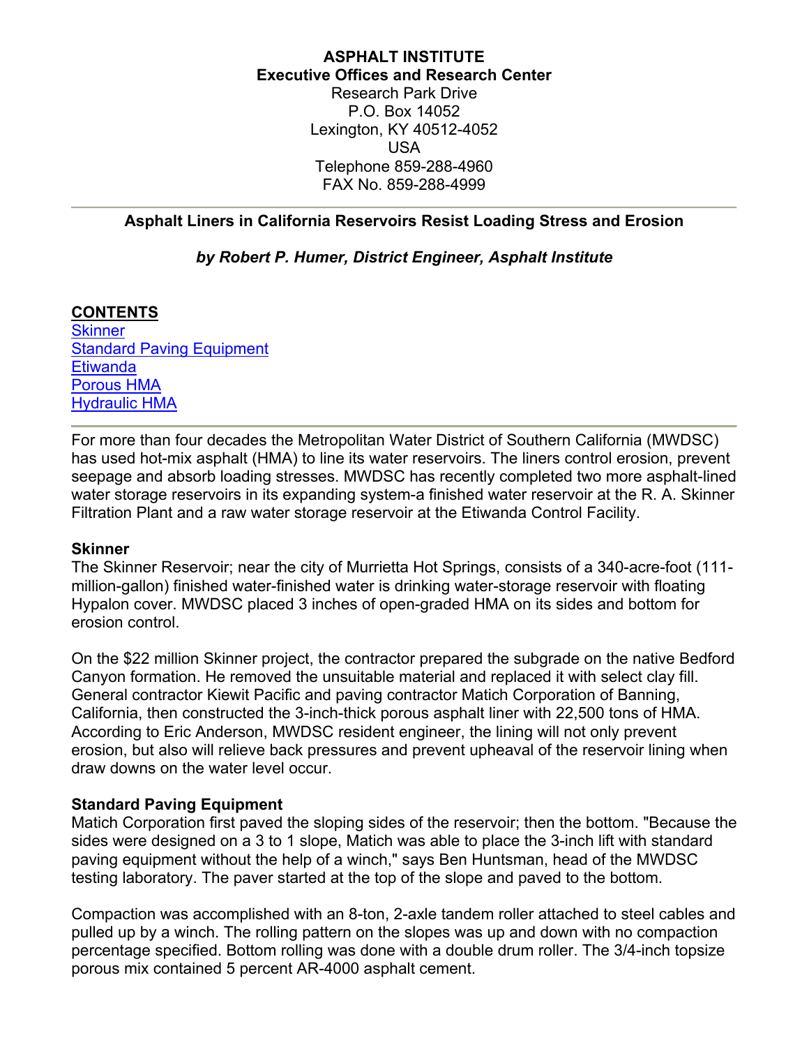**ASPHALT INSTITUTE**
**Executive Offices and Research Center**
Research Park Drive
P.O. Box 14052
Lexington, KY 40512-4052
USA
Telephone 859-288-4960
FAX No. 859-288-4999

---

## Asphalt Liners in California Reservoirs Resist Loading Stress and Erosion

***by Robert P. Humer, District Engineer, Asphalt Institute***

**CONTENTS**
[Skinner](#skinner)
[Standard Paving Equipment](#standard-paving-equipment)
[Etiwanda](#etiwanda)
[Porous HMA](#porous-hma)
[Hydraulic HMA](#hydraulic-hma)

---

For more than four decades the Metropolitan Water District of Southern California (MWDSC) has used hot-mix asphalt (HMA) to line its water reservoirs. The liners control erosion, prevent seepage and absorb loading stresses. MWDSC has recently completed two more asphalt-lined water storage reservoirs in its expanding system-a finished water reservoir at the R. A. Skinner Filtration Plant and a raw water storage reservoir at the Etiwanda Control Facility.

### Skinner

The Skinner Reservoir; near the city of Murrietta Hot Springs, consists of a 340-acre-foot (111-million-gallon) finished water-finished water is drinking water-storage reservoir with floating Hypalon cover. MWDSC placed 3 inches of open-graded HMA on its sides and bottom for erosion control.

On the $22 million Skinner project, the contractor prepared the subgrade on the native Bedford Canyon formation. He removed the unsuitable material and replaced it with select clay fill. General contractor Kiewit Pacific and paving contractor Matich Corporation of Banning, California, then constructed the 3-inch-thick porous asphalt liner with 22,500 tons of HMA. According to Eric Anderson, MWDSC resident engineer, the lining will not only prevent erosion, but also will relieve back pressures and prevent upheaval of the reservoir lining when draw downs on the water level occur.

### Standard Paving Equipment

Matich Corporation first paved the sloping sides of the reservoir; then the bottom. "Because the sides were designed on a 3 to 1 slope, Matich was able to place the 3-inch lift with standard paving equipment without the help of a winch," says Ben Huntsman, head of the MWDSC testing laboratory. The paver started at the top of the slope and paved to the bottom.

Compaction was accomplished with an 8-ton, 2-axle tandem roller attached to steel cables and pulled up by a winch. The rolling pattern on the slopes was up and down with no compaction percentage specified. Bottom rolling was done with a double drum roller. The 3/4-inch topsize porous mix contained 5 percent AR-4000 asphalt cement.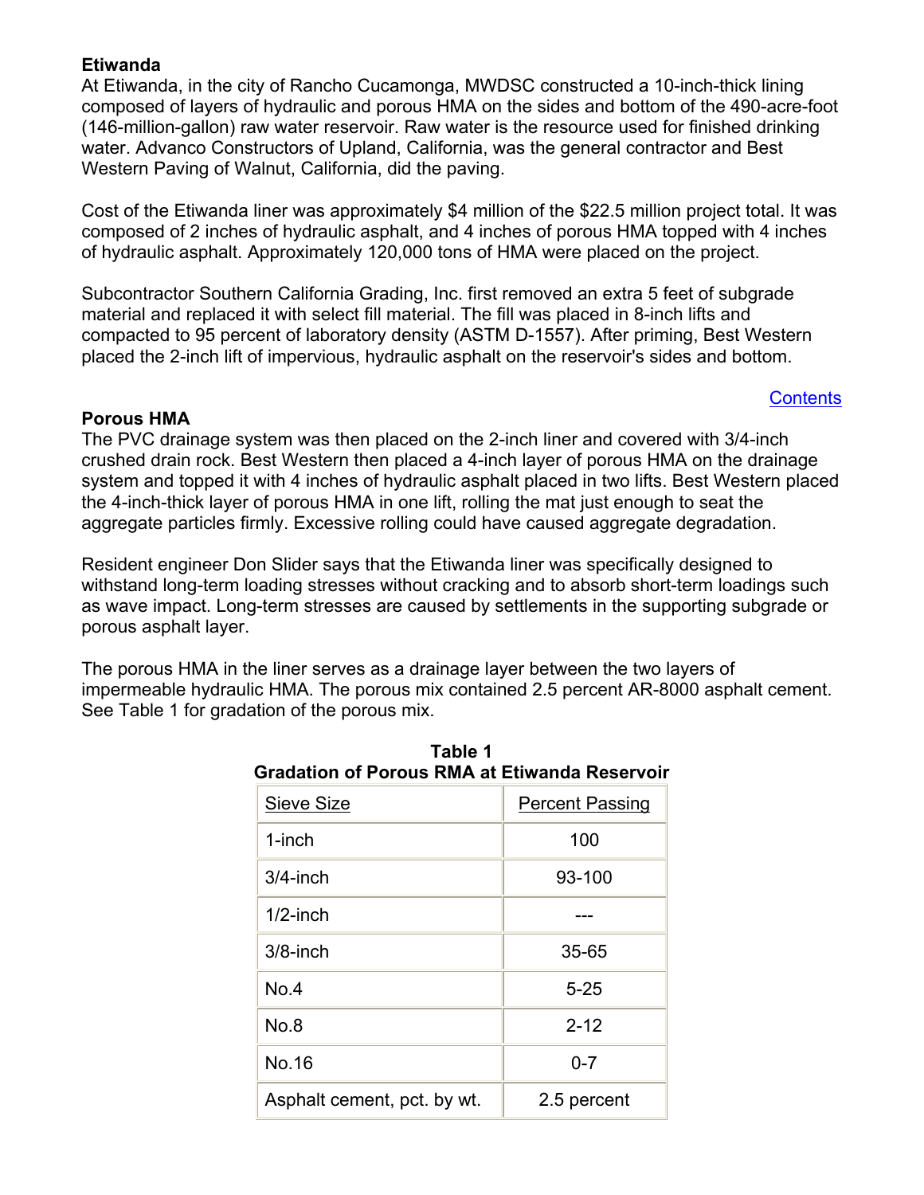**Etiwanda**

At Etiwanda, in the city of Rancho Cucamonga, MWDSC constructed a 10-inch-thick lining composed of layers of hydraulic and porous HMA on the sides and bottom of the 490-acre-foot (146-million-gallon) raw water reservoir. Raw water is the resource used for finished drinking water. Advanco Constructors of Upland, California, was the general contractor and Best Western Paving of Walnut, California, did the paving.

Cost of the Etiwanda liner was approximately $4 million of the $22.5 million project total. It was composed of 2 inches of hydraulic asphalt, and 4 inches of porous HMA topped with 4 inches of hydraulic asphalt. Approximately 120,000 tons of HMA were placed on the project.

Subcontractor Southern California Grading, Inc. first removed an extra 5 feet of subgrade material and replaced it with select fill material. The fill was placed in 8-inch lifts and compacted to 95 percent of laboratory density (ASTM D-1557). After priming, Best Western placed the 2-inch lift of impervious, hydraulic asphalt on the reservoir's sides and bottom.

Contents

**Porous HMA**

The PVC drainage system was then placed on the 2-inch liner and covered with 3/4-inch crushed drain rock. Best Western then placed a 4-inch layer of porous HMA on the drainage system and topped it with 4 inches of hydraulic asphalt placed in two lifts. Best Western placed the 4-inch-thick layer of porous HMA in one lift, rolling the mat just enough to seat the aggregate particles firmly. Excessive rolling could have caused aggregate degradation.

Resident engineer Don Slider says that the Etiwanda liner was specifically designed to withstand long-term loading stresses without cracking and to absorb short-term loadings such as wave impact. Long-term stresses are caused by settlements in the supporting subgrade or porous asphalt layer.

The porous HMA in the liner serves as a drainage layer between the two layers of impermeable hydraulic HMA. The porous mix contained 2.5 percent AR-8000 asphalt cement. See Table 1 for gradation of the porous mix.

**Table 1**
**Gradation of Porous RMA at Etiwanda Reservoir**

| Sieve Size | Percent Passing |
|---|---|
| 1-inch | 100 |
| 3/4-inch | 93-100 |
| 1/2-inch | --- |
| 3/8-inch | 35-65 |
| No.4 | 5-25 |
| No.8 | 2-12 |
| No.16 | 0-7 |
| Asphalt cement, pct. by wt. | 2.5 percent |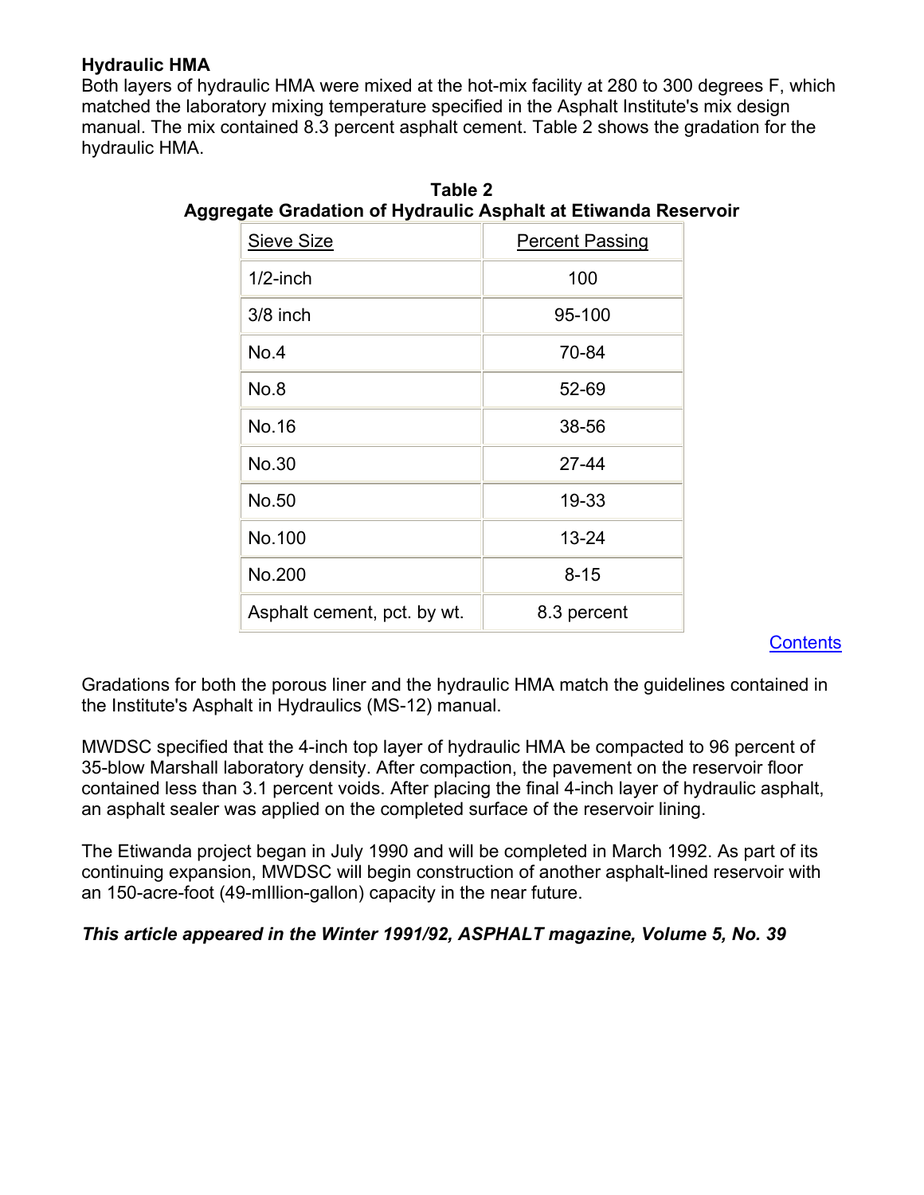**Hydraulic HMA**

Both layers of hydraulic HMA were mixed at the hot-mix facility at 280 to 300 degrees F, which matched the laboratory mixing temperature specified in the Asphalt Institute's mix design manual. The mix contained 8.3 percent asphalt cement. Table 2 shows the gradation for the hydraulic HMA.

**Table 2**
**Aggregate Gradation of Hydraulic Asphalt at Etiwanda Reservoir**

| Sieve Size | Percent Passing |
|---|---|
| 1/2-inch | 100 |
| 3/8 inch | 95-100 |
| No.4 | 70-84 |
| No.8 | 52-69 |
| No.16 | 38-56 |
| No.30 | 27-44 |
| No.50 | 19-33 |
| No.100 | 13-24 |
| No.200 | 8-15 |
| Asphalt cement, pct. by wt. | 8.3 percent |

Contents

Gradations for both the porous liner and the hydraulic HMA match the guidelines contained in the Institute's Asphalt in Hydraulics (MS-12) manual.

MWDSC specified that the 4-inch top layer of hydraulic HMA be compacted to 96 percent of 35-blow Marshall laboratory density. After compaction, the pavement on the reservoir floor contained less than 3.1 percent voids. After placing the final 4-inch layer of hydraulic asphalt, an asphalt sealer was applied on the completed surface of the reservoir lining.

The Etiwanda project began in July 1990 and will be completed in March 1992. As part of its continuing expansion, MWDSC will begin construction of another asphalt-lined reservoir with an 150-acre-foot (49-mIllion-gallon) capacity in the near future.

***This article appeared in the Winter 1991/92, ASPHALT magazine, Volume 5, No. 39***